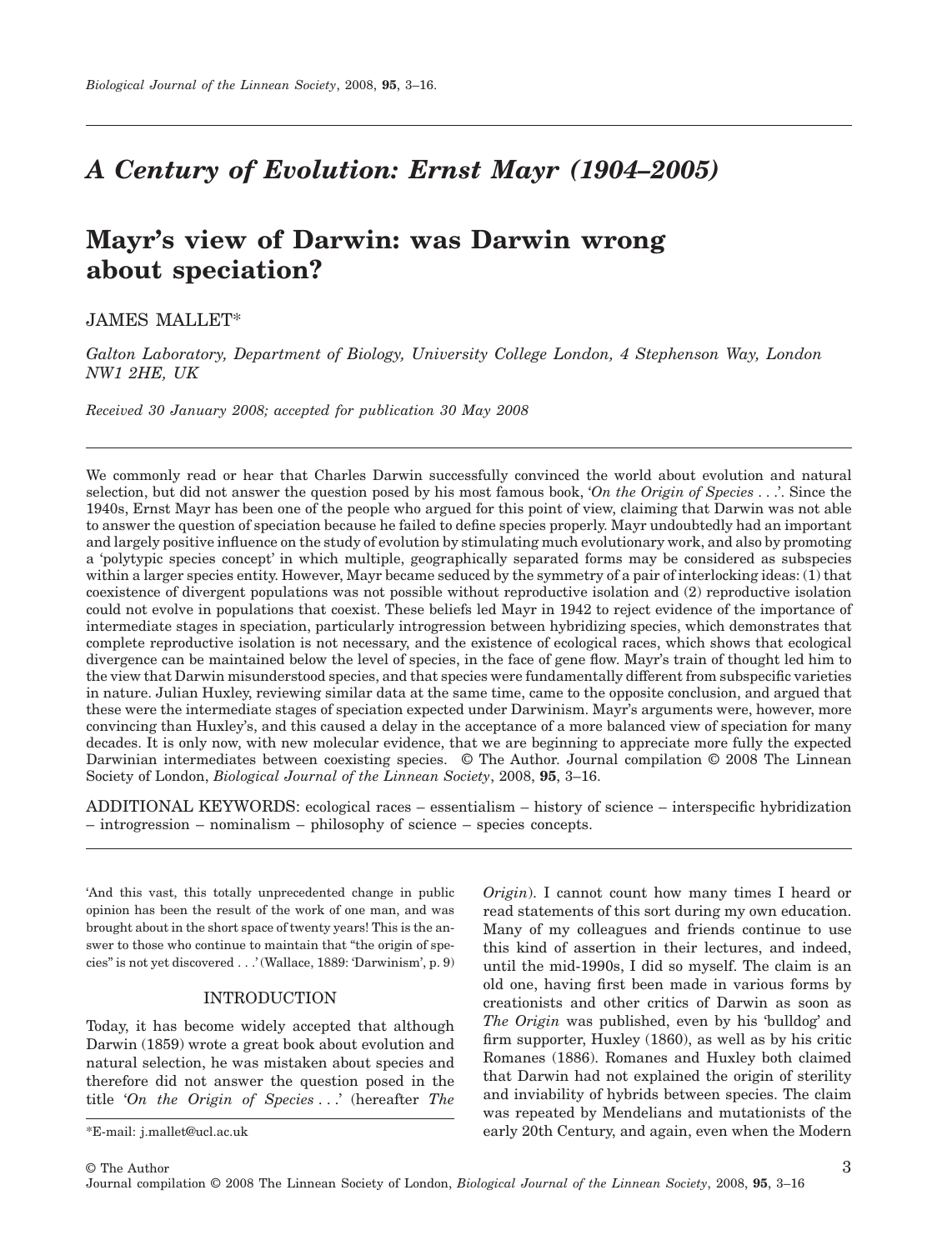# A Century of Evolution: Ernst Mayr (1904–2005)

## Mayr's view of Darwin: was Darwin wrong about speciation?

JAMES MALLET*

*Galton Laboratory, Department of Biology, University College London, 4 Stephenson Way, London NW1 2HE, UK*

*Received 30 January 2008; accepted for publication 30 May 2008*

We commonly read or hear that Charles Darwin successfully convinced the world about evolution and natural selection, but did not answer the question posed by his most famous book, '*On the Origin of Species* . . .'. Since the 1940s, Ernst Mayr has been one of the people who argued for this point of view, claiming that Darwin was not able to answer the question of speciation because he failed to define species properly. Mayr undoubtedly had an important and largely positive influence on the study of evolution by stimulating much evolutionary work, and also by promoting a 'polytypic species concept' in which multiple, geographically separated forms may be considered as subspecies within a larger species entity. However, Mayr became seduced by the symmetry of a pair of interlocking ideas: (1) that coexistence of divergent populations was not possible without reproductive isolation and (2) reproductive isolation could not evolve in populations that coexist. These beliefs led Mayr in 1942 to reject evidence of the importance of intermediate stages in speciation, particularly introgression between hybridizing species, which demonstrates that complete reproductive isolation is not necessary, and the existence of ecological races, which shows that ecological divergence can be maintained below the level of species, in the face of gene flow. Mayr's train of thought led him to the view that Darwin misunderstood species, and that species were fundamentally different from subspecific varieties in nature. Julian Huxley, reviewing similar data at the same time, came to the opposite conclusion, and argued that these were the intermediate stages of speciation expected under Darwinism. Mayr's arguments were, however, more convincing than Huxley's, and this caused a delay in the acceptance of a more balanced view of speciation for many decades. It is only now, with new molecular evidence, that we are beginning to appreciate more fully the expected Darwinian intermediates between coexisting species. © The Author. Journal compilation © 2008 The Linnean Society of London, *Biological Journal of the Linnean Society*, 2008, **95**, 3–16.

ADDITIONAL KEYWORDS: ecological races – essentialism – history of science – interspecific hybridization – introgression – nominalism – philosophy of science – species concepts.

'And this vast, this totally unprecedented change in public opinion has been the result of the work of one man, and was brought about in the short space of twenty years! This is the answer to those who continue to maintain that "the origin of species" is not yet discovered . . .' (Wallace, 1889: 'Darwinism', p. 9)

### INTRODUCTION

Today, it has become widely accepted that although Darwin (1859) wrote a great book about evolution and natural selection, he was mistaken about species and therefore did not answer the question posed in the title '*On the Origin of Species* . . .' (hereafter *The Origin*). I cannot count how many times I heard or read statements of this sort during my own education. Many of my colleagues and friends continue to use this kind of assertion in their lectures, and indeed, until the mid-1990s, I did so myself. The claim is an old one, having first been made in various forms by creationists and other critics of Darwin as soon as *The Origin* was published, even by his 'bulldog' and firm supporter, Huxley (1860), as well as by his critic Romanes (1886). Romanes and Huxley both claimed that Darwin had not explained the origin of sterility and inviability of hybrids between species. The claim was repeated by Mendelians and mutationists of the early 20th Century, and again, even when the Modern

*E-mail: j.mallet@ucl.ac.uk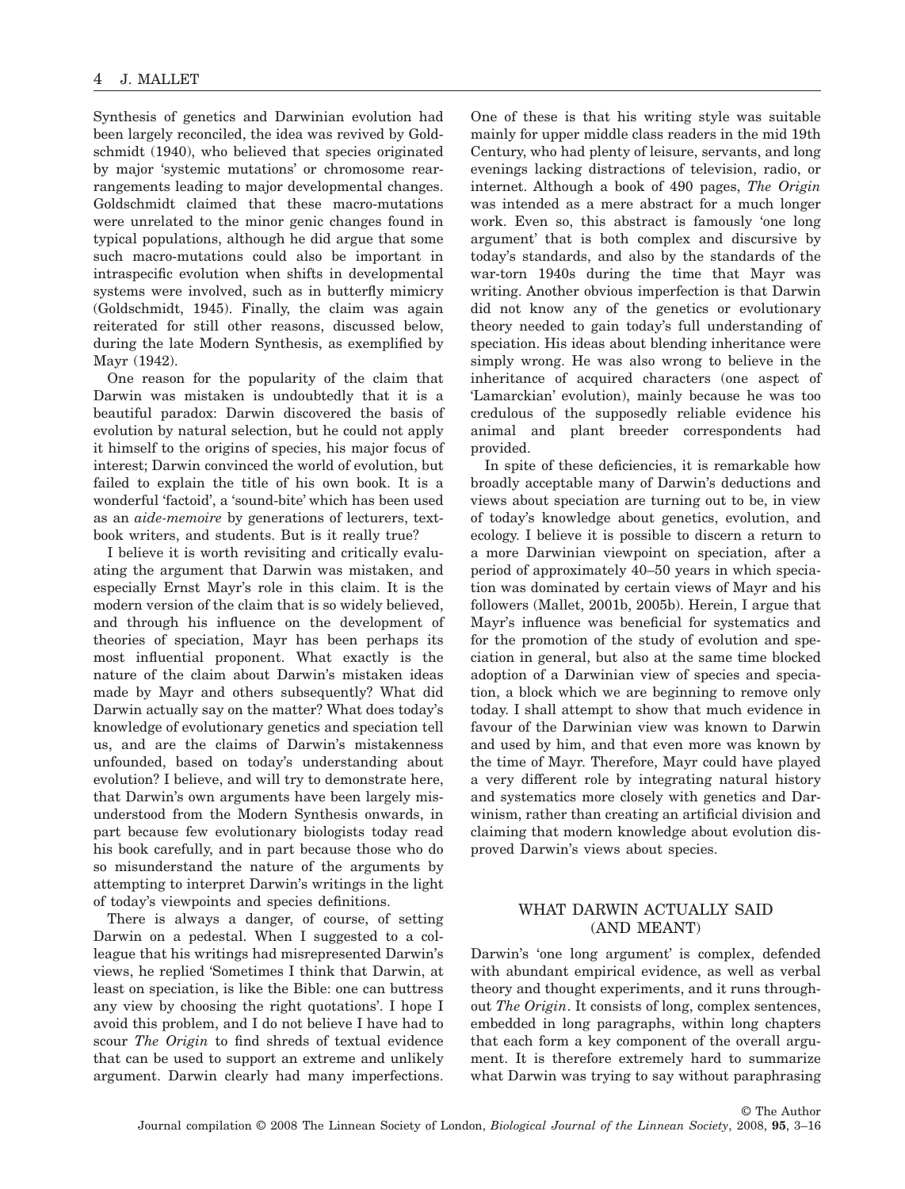Synthesis of genetics and Darwinian evolution had been largely reconciled, the idea was revived by Goldschmidt (1940), who believed that species originated by major 'systemic mutations' or chromosome rearrangements leading to major developmental changes. Goldschmidt claimed that these macro-mutations were unrelated to the minor genic changes found in typical populations, although he did argue that some such macro-mutations could also be important in intraspecific evolution when shifts in developmental systems were involved, such as in butterfly mimicry (Goldschmidt, 1945). Finally, the claim was again reiterated for still other reasons, discussed below, during the late Modern Synthesis, as exemplified by Mayr (1942).

One reason for the popularity of the claim that Darwin was mistaken is undoubtedly that it is a beautiful paradox: Darwin discovered the basis of evolution by natural selection, but he could not apply it himself to the origins of species, his major focus of interest; Darwin convinced the world of evolution, but failed to explain the title of his own book. It is a wonderful 'factoid', a 'sound-bite' which has been used as an *aide-memoire* by generations of lecturers, textbook writers, and students. But is it really true?

I believe it is worth revisiting and critically evaluating the argument that Darwin was mistaken, and especially Ernst Mayr's role in this claim. It is the modern version of the claim that is so widely believed, and through his influence on the development of theories of speciation, Mayr has been perhaps its most influential proponent. What exactly is the nature of the claim about Darwin's mistaken ideas made by Mayr and others subsequently? What did Darwin actually say on the matter? What does today's knowledge of evolutionary genetics and speciation tell us, and are the claims of Darwin's mistakenness unfounded, based on today's understanding about evolution? I believe, and will try to demonstrate here, that Darwin's own arguments have been largely misunderstood from the Modern Synthesis onwards, in part because few evolutionary biologists today read his book carefully, and in part because those who do so misunderstand the nature of the arguments by attempting to interpret Darwin's writings in the light of today's viewpoints and species definitions.

There is always a danger, of course, of setting Darwin on a pedestal. When I suggested to a colleague that his writings had misrepresented Darwin's views, he replied 'Sometimes I think that Darwin, at least on speciation, is like the Bible: one can buttress any view by choosing the right quotations'. I hope I avoid this problem, and I do not believe I have had to scour *The Origin* to find shreds of textual evidence that can be used to support an extreme and unlikely argument. Darwin clearly had many imperfections. One of these is that his writing style was suitable mainly for upper middle class readers in the mid 19th Century, who had plenty of leisure, servants, and long evenings lacking distractions of television, radio, or internet. Although a book of 490 pages, *The Origin* was intended as a mere abstract for a much longer work. Even so, this abstract is famously 'one long argument' that is both complex and discursive by today's standards, and also by the standards of the war-torn 1940s during the time that Mayr was writing. Another obvious imperfection is that Darwin did not know any of the genetics or evolutionary theory needed to gain today's full understanding of speciation. His ideas about blending inheritance were simply wrong. He was also wrong to believe in the inheritance of acquired characters (one aspect of 'Lamarckian' evolution), mainly because he was too credulous of the supposedly reliable evidence his animal and plant breeder correspondents had provided.

In spite of these deficiencies, it is remarkable how broadly acceptable many of Darwin's deductions and views about speciation are turning out to be, in view of today's knowledge about genetics, evolution, and ecology. I believe it is possible to discern a return to a more Darwinian viewpoint on speciation, after a period of approximately 40–50 years in which speciation was dominated by certain views of Mayr and his followers (Mallet, 2001b, 2005b). Herein, I argue that Mayr's influence was beneficial for systematics and for the promotion of the study of evolution and speciation in general, but also at the same time blocked adoption of a Darwinian view of species and speciation, a block which we are beginning to remove only today. I shall attempt to show that much evidence in favour of the Darwinian view was known to Darwin and used by him, and that even more was known by the time of Mayr. Therefore, Mayr could have played a very different role by integrating natural history and systematics more closely with genetics and Darwinism, rather than creating an artificial division and claiming that modern knowledge about evolution disproved Darwin's views about species.

## WHAT DARWIN ACTUALLY SAID (AND MEANT)

Darwin's 'one long argument' is complex, defended with abundant empirical evidence, as well as verbal theory and thought experiments, and it runs throughout *The Origin*. It consists of long, complex sentences, embedded in long paragraphs, within long chapters that each form a key component of the overall argument. It is therefore extremely hard to summarize what Darwin was trying to say without paraphrasing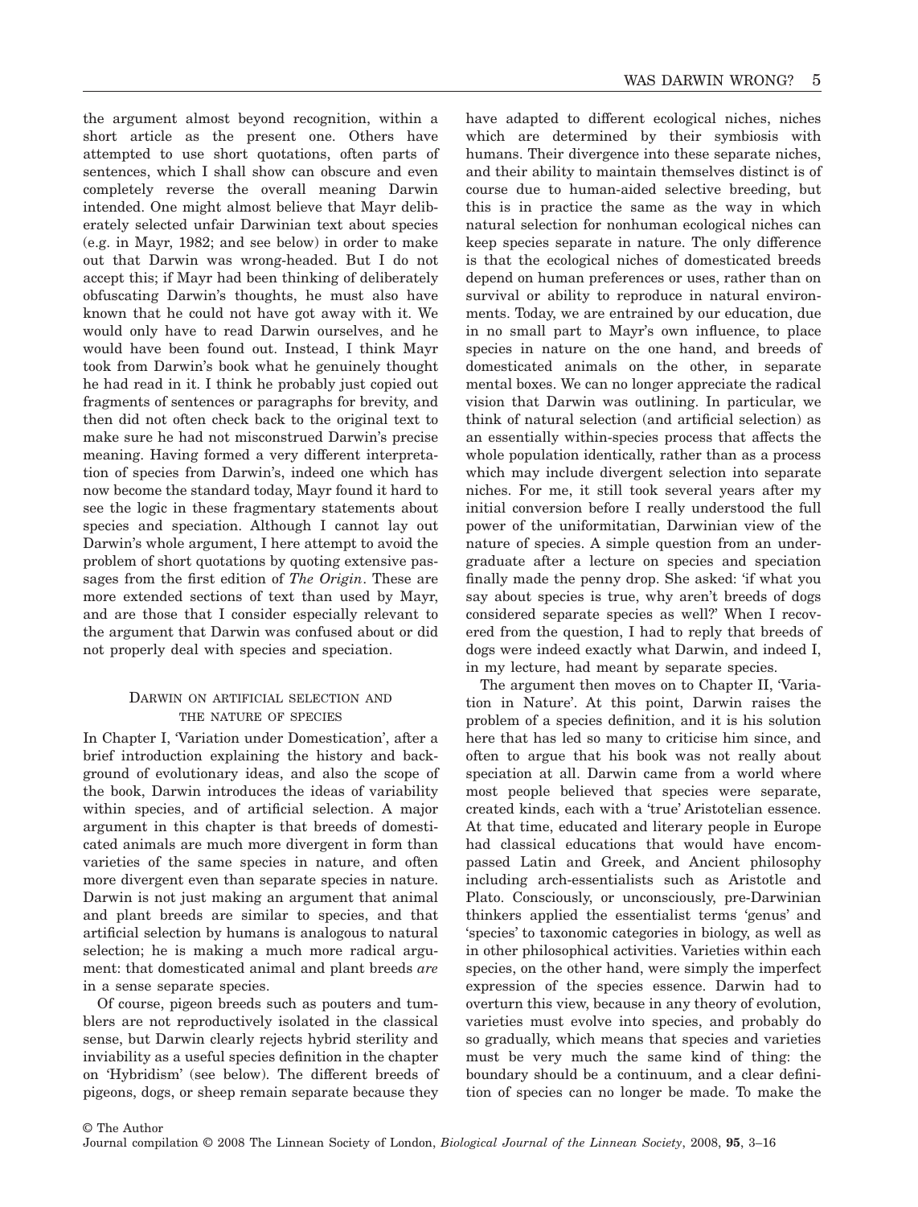the argument almost beyond recognition, within a short article as the present one. Others have attempted to use short quotations, often parts of sentences, which I shall show can obscure and even completely reverse the overall meaning Darwin intended. One might almost believe that Mayr deliberately selected unfair Darwinian text about species (e.g. in Mayr, 1982; and see below) in order to make out that Darwin was wrong-headed. But I do not accept this; if Mayr had been thinking of deliberately obfuscating Darwin's thoughts, he must also have known that he could not have got away with it. We would only have to read Darwin ourselves, and he would have been found out. Instead, I think Mayr took from Darwin's book what he genuinely thought he had read in it. I think he probably just copied out fragments of sentences or paragraphs for brevity, and then did not often check back to the original text to make sure he had not misconstrued Darwin's precise meaning. Having formed a very different interpretation of species from Darwin's, indeed one which has now become the standard today, Mayr found it hard to see the logic in these fragmentary statements about species and speciation. Although I cannot lay out Darwin's whole argument, I here attempt to avoid the problem of short quotations by quoting extensive passages from the first edition of *The Origin*. These are more extended sections of text than used by Mayr, and are those that I consider especially relevant to the argument that Darwin was confused about or did not properly deal with species and speciation.

## Darwin on artificial selection and the nature of species

In Chapter I, 'Variation under Domestication', after a brief introduction explaining the history and background of evolutionary ideas, and also the scope of the book, Darwin introduces the ideas of variability within species, and of artificial selection. A major argument in this chapter is that breeds of domesticated animals are much more divergent in form than varieties of the same species in nature, and often more divergent even than separate species in nature. Darwin is not just making an argument that animal and plant breeds are similar to species, and that artificial selection by humans is analogous to natural selection; he is making a much more radical argument: that domesticated animal and plant breeds *are* in a sense separate species.

Of course, pigeon breeds such as pouters and tumblers are not reproductively isolated in the classical sense, but Darwin clearly rejects hybrid sterility and inviability as a useful species definition in the chapter on 'Hybridism' (see below). The different breeds of pigeons, dogs, or sheep remain separate because they have adapted to different ecological niches, niches which are determined by their symbiosis with humans. Their divergence into these separate niches, and their ability to maintain themselves distinct is of course due to human-aided selective breeding, but this is in practice the same as the way in which natural selection for nonhuman ecological niches can keep species separate in nature. The only difference is that the ecological niches of domesticated breeds depend on human preferences or uses, rather than on survival or ability to reproduce in natural environments. Today, we are entrained by our education, due in no small part to Mayr's own influence, to place species in nature on the one hand, and breeds of domesticated animals on the other, in separate mental boxes. We can no longer appreciate the radical vision that Darwin was outlining. In particular, we think of natural selection (and artificial selection) as an essentially within-species process that affects the whole population identically, rather than as a process which may include divergent selection into separate niches. For me, it still took several years after my initial conversion before I really understood the full power of the uniformitatian, Darwinian view of the nature of species. A simple question from an undergraduate after a lecture on species and speciation finally made the penny drop. She asked: 'if what you say about species is true, why aren't breeds of dogs considered separate species as well?' When I recovered from the question, I had to reply that breeds of dogs were indeed exactly what Darwin, and indeed I, in my lecture, had meant by separate species.

The argument then moves on to Chapter II, 'Variation in Nature'. At this point, Darwin raises the problem of a species definition, and it is his solution here that has led so many to criticise him since, and often to argue that his book was not really about speciation at all. Darwin came from a world where most people believed that species were separate, created kinds, each with a 'true' Aristotelian essence. At that time, educated and literary people in Europe had classical educations that would have encompassed Latin and Greek, and Ancient philosophy including arch-essentialists such as Aristotle and Plato. Consciously, or unconsciously, pre-Darwinian thinkers applied the essentialist terms 'genus' and 'species' to taxonomic categories in biology, as well as in other philosophical activities. Varieties within each species, on the other hand, were simply the imperfect expression of the species essence. Darwin had to overturn this view, because in any theory of evolution, varieties must evolve into species, and probably do so gradually, which means that species and varieties must be very much the same kind of thing: the boundary should be a continuum, and a clear definition of species can no longer be made. To make the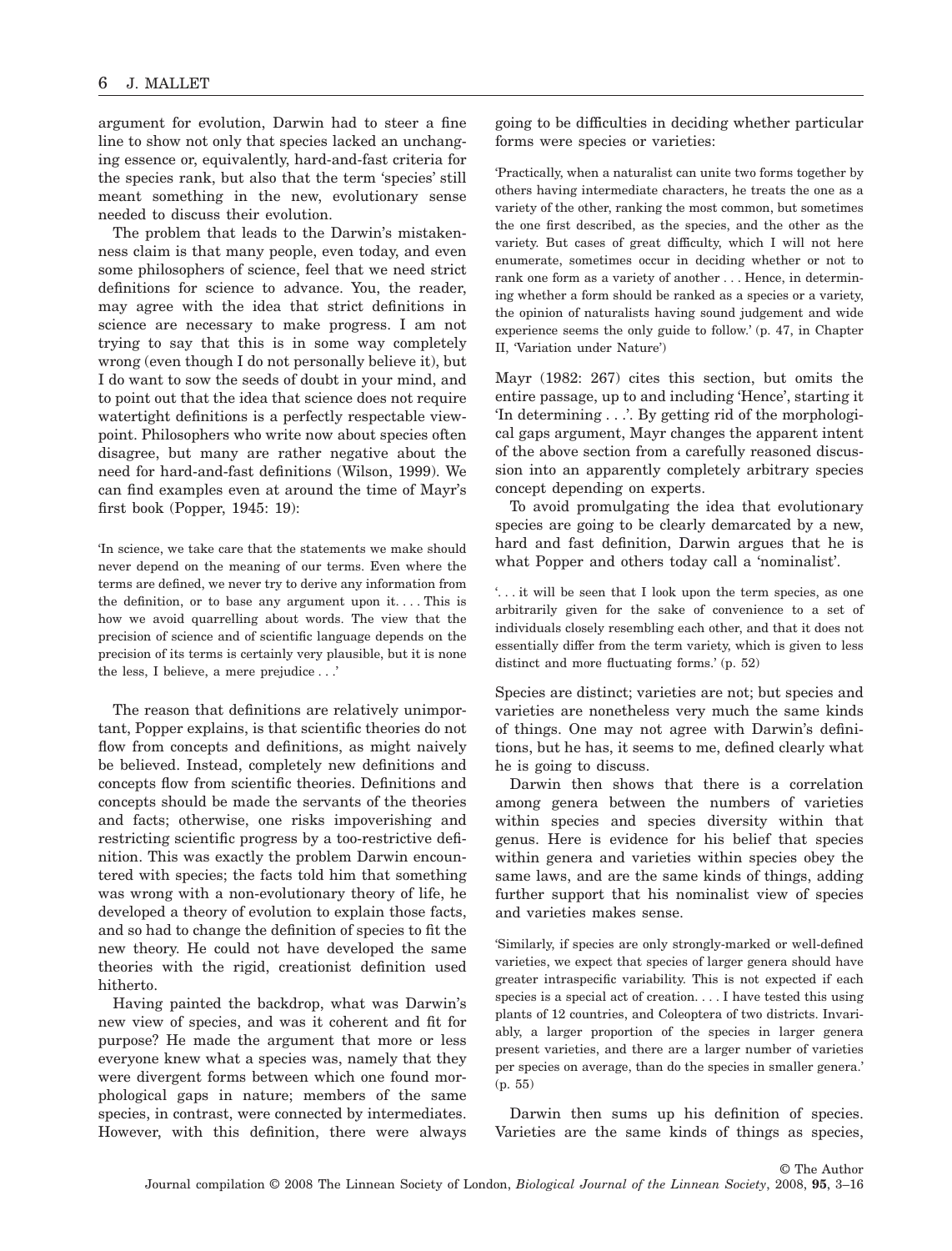argument for evolution, Darwin had to steer a fine line to show not only that species lacked an unchanging essence or, equivalently, hard-and-fast criteria for the species rank, but also that the term 'species' still meant something in the new, evolutionary sense needed to discuss their evolution.

The problem that leads to the Darwin's mistakenness claim is that many people, even today, and even some philosophers of science, feel that we need strict definitions for science to advance. You, the reader, may agree with the idea that strict definitions in science are necessary to make progress. I am not trying to say that this is in some way completely wrong (even though I do not personally believe it), but I do want to sow the seeds of doubt in your mind, and to point out that the idea that science does not require watertight definitions is a perfectly respectable viewpoint. Philosophers who write now about species often disagree, but many are rather negative about the need for hard-and-fast definitions (Wilson, 1999). We can find examples even at around the time of Mayr's first book (Popper, 1945: 19):

> 'In science, we take care that the statements we make should never depend on the meaning of our terms. Even where the terms are defined, we never try to derive any information from the definition, or to base any argument upon it. . . . This is how we avoid quarrelling about words. The view that the precision of science and of scientific language depends on the precision of its terms is certainly very plausible, but it is none the less, I believe, a mere prejudice . . .'

The reason that definitions are relatively unimportant, Popper explains, is that scientific theories do not flow from concepts and definitions, as might naively be believed. Instead, completely new definitions and concepts flow from scientific theories. Definitions and concepts should be made the servants of the theories and facts; otherwise, one risks impoverishing and restricting scientific progress by a too-restrictive definition. This was exactly the problem Darwin encountered with species; the facts told him that something was wrong with a non-evolutionary theory of life, he developed a theory of evolution to explain those facts, and so had to change the definition of species to fit the new theory. He could not have developed the same theories with the rigid, creationist definition used hitherto.

Having painted the backdrop, what was Darwin's new view of species, and was it coherent and fit for purpose? He made the argument that more or less everyone knew what a species was, namely that they were divergent forms between which one found morphological gaps in nature; members of the same species, in contrast, were connected by intermediates. However, with this definition, there were always going to be difficulties in deciding whether particular forms were species or varieties:

> 'Practically, when a naturalist can unite two forms together by others having intermediate characters, he treats the one as a variety of the other, ranking the most common, but sometimes the one first described, as the species, and the other as the variety. But cases of great difficulty, which I will not here enumerate, sometimes occur in deciding whether or not to rank one form as a variety of another . . . Hence, in determining whether a form should be ranked as a species or a variety, the opinion of naturalists having sound judgement and wide experience seems the only guide to follow.' (p. 47, in Chapter II, 'Variation under Nature')

Mayr (1982: 267) cites this section, but omits the entire passage, up to and including 'Hence', starting it 'In determining . . .'. By getting rid of the morphological gaps argument, Mayr changes the apparent intent of the above section from a carefully reasoned discussion into an apparently completely arbitrary species concept depending on experts.

To avoid promulgating the idea that evolutionary species are going to be clearly demarcated by a new, hard and fast definition, Darwin argues that he is what Popper and others today call a 'nominalist'.

> '. . . it will be seen that I look upon the term species, as one arbitrarily given for the sake of convenience to a set of individuals closely resembling each other, and that it does not essentially differ from the term variety, which is given to less distinct and more fluctuating forms.' (p. 52)

Species are distinct; varieties are not; but species and varieties are nonetheless very much the same kinds of things. One may not agree with Darwin's definitions, but he has, it seems to me, defined clearly what he is going to discuss.

Darwin then shows that there is a correlation among genera between the numbers of varieties within species and species diversity within that genus. Here is evidence for his belief that species within genera and varieties within species obey the same laws, and are the same kinds of things, adding further support that his nominalist view of species and varieties makes sense.

> 'Similarly, if species are only strongly-marked or well-defined varieties, we expect that species of larger genera should have greater intraspecific variability. This is not expected if each species is a special act of creation. . . . I have tested this using plants of 12 countries, and Coleoptera of two districts. Invariably, a larger proportion of the species in larger genera present varieties, and there are a larger number of varieties per species on average, than do the species in smaller genera.' (p. 55)

Darwin then sums up his definition of species. Varieties are the same kinds of things as species,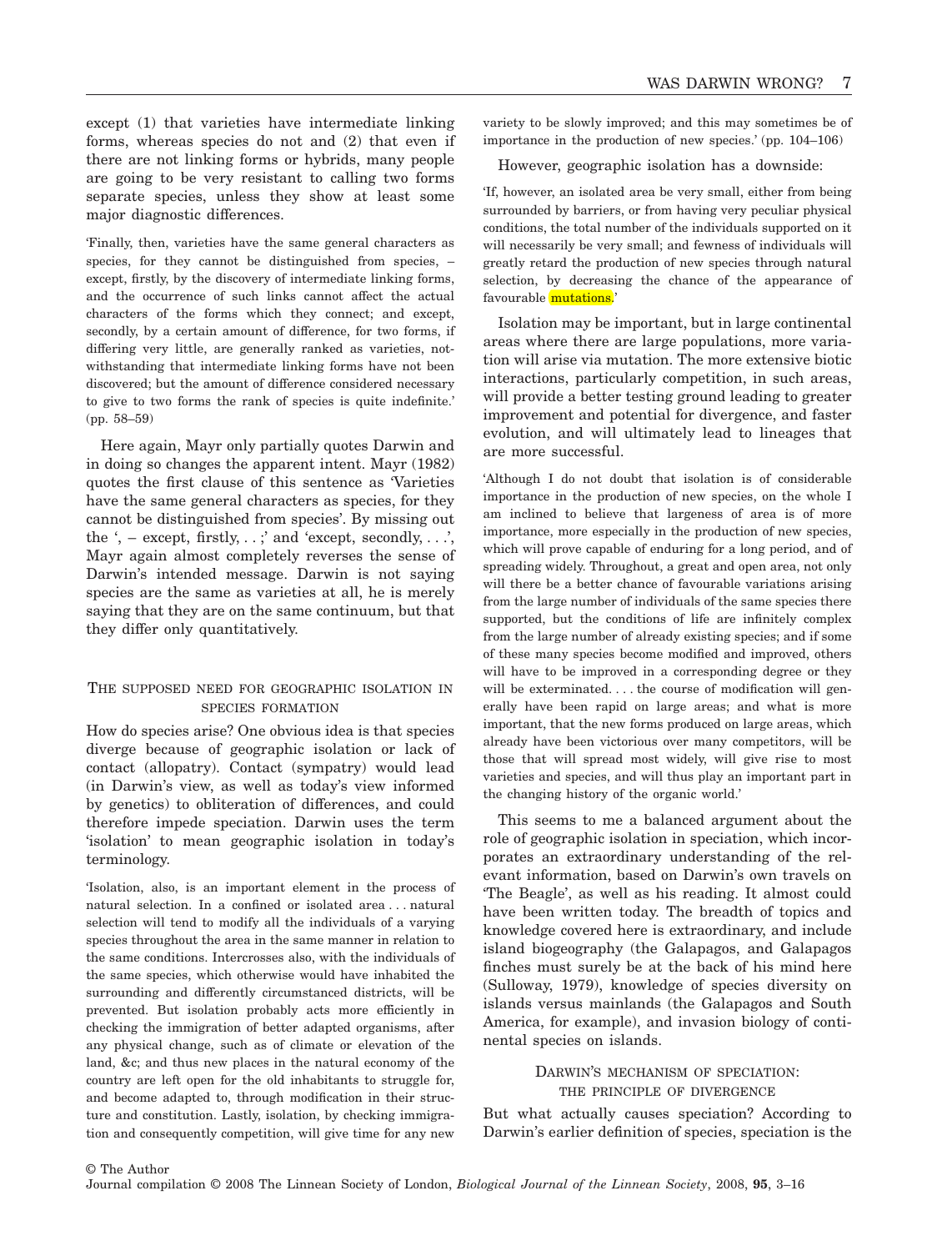except (1) that varieties have intermediate linking forms, whereas species do not and (2) that even if there are not linking forms or hybrids, many people are going to be very resistant to calling two forms separate species, unless they show at least some major diagnostic differences.

> 'Finally, then, varieties have the same general characters as species, for they cannot be distinguished from species, – except, firstly, by the discovery of intermediate linking forms, and the occurrence of such links cannot affect the actual characters of the forms which they connect; and except, secondly, by a certain amount of difference, for two forms, if differing very little, are generally ranked as varieties, notwithstanding that intermediate linking forms have not been discovered; but the amount of difference considered necessary to give to two forms the rank of species is quite indefinite.' (pp. 58–59)

Here again, Mayr only partially quotes Darwin and in doing so changes the apparent intent. Mayr (1982) quotes the first clause of this sentence as 'Varieties have the same general characters as species, for they cannot be distinguished from species'. By missing out the ', – except, firstly, . . .;' and 'except, secondly, . . .', Mayr again almost completely reverses the sense of Darwin's intended message. Darwin is not saying species are the same as varieties at all, he is merely saying that they are on the same continuum, but that they differ only quantitatively.

## The supposed need for geographic isolation in species formation

How do species arise? One obvious idea is that species diverge because of geographic isolation or lack of contact (allopatry). Contact (sympatry) would lead (in Darwin's view, as well as today's view informed by genetics) to obliteration of differences, and could therefore impede speciation. Darwin uses the term 'isolation' to mean geographic isolation in today's terminology.

> 'Isolation, also, is an important element in the process of natural selection. In a confined or isolated area . . . natural selection will tend to modify all the individuals of a varying species throughout the area in the same manner in relation to the same conditions. Intercrosses also, with the individuals of the same species, which otherwise would have inhabited the surrounding and differently circumstanced districts, will be prevented. But isolation probably acts more efficiently in checking the immigration of better adapted organisms, after any physical change, such as of climate or elevation of the land, &c; and thus new places in the natural economy of the country are left open for the old inhabitants to struggle for, and become adapted to, through modification in their structure and constitution. Lastly, isolation, by checking immigration and consequently competition, will give time for any new variety to be slowly improved; and this may sometimes be of importance in the production of new species.' (pp. 104–106)

However, geographic isolation has a downside:

> 'If, however, an isolated area be very small, either from being surrounded by barriers, or from having very peculiar physical conditions, the total number of the individuals supported on it will necessarily be very small; and fewness of individuals will greatly retard the production of new species through natural selection, by decreasing the chance of the appearance of favourable mutations.'

Isolation may be important, but in large continental areas where there are large populations, more variation will arise via mutation. The more extensive biotic interactions, particularly competition, in such areas, will provide a better testing ground leading to greater improvement and potential for divergence, and faster evolution, and will ultimately lead to lineages that are more successful.

> 'Although I do not doubt that isolation is of considerable importance in the production of new species, on the whole I am inclined to believe that largeness of area is of more importance, more especially in the production of new species, which will prove capable of enduring for a long period, and of spreading widely. Throughout, a great and open area, not only will there be a better chance of favourable variations arising from the large number of individuals of the same species there supported, but the conditions of life are infinitely complex from the large number of already existing species; and if some of these many species become modified and improved, others will have to be improved in a corresponding degree or they will be exterminated. . . . the course of modification will generally have been rapid on large areas; and what is more important, that the new forms produced on large areas, which already have been victorious over many competitors, will be those that will spread most widely, will give rise to most varieties and species, and will thus play an important part in the changing history of the organic world.'

This seems to me a balanced argument about the role of geographic isolation in speciation, which incorporates an extraordinary understanding of the relevant information, based on Darwin's own travels on 'The Beagle', as well as his reading. It almost could have been written today. The breadth of topics and knowledge covered here is extraordinary, and include island biogeography (the Galapagos, and Galapagos finches must surely be at the back of his mind here (Sulloway, 1979), knowledge of species diversity on islands versus mainlands (the Galapagos and South America, for example), and invasion biology of continental species on islands.

## Darwin's mechanism of speciation: the principle of divergence

But what actually causes speciation? According to Darwin's earlier definition of species, speciation is the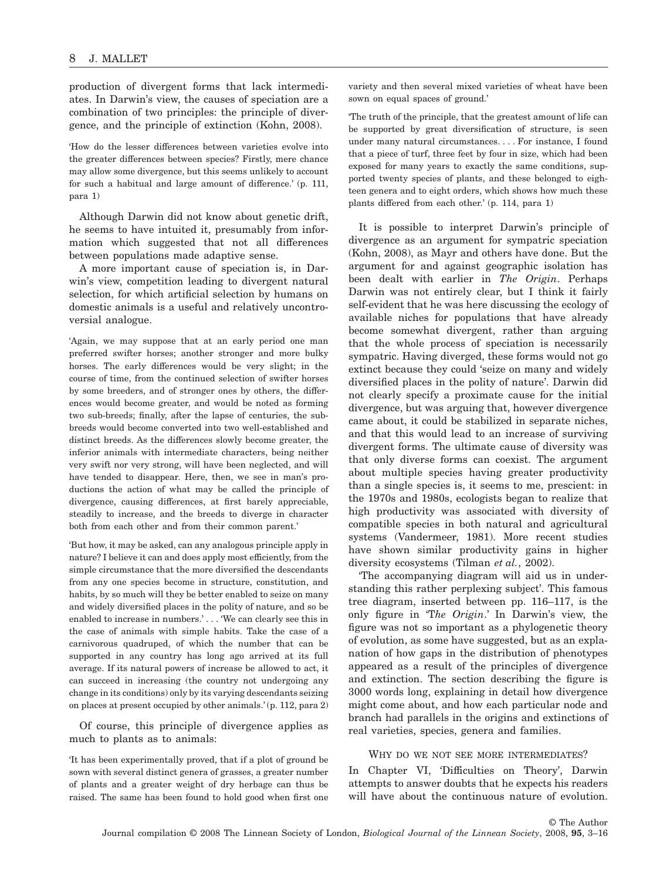production of divergent forms that lack intermediates. In Darwin's view, the causes of speciation are a combination of two principles: the principle of divergence, and the principle of extinction (Kohn, 2008).

> 'How do the lesser differences between varieties evolve into the greater differences between species? Firstly, mere chance may allow some divergence, but this seems unlikely to account for such a habitual and large amount of difference.' (p. 111, para 1)

Although Darwin did not know about genetic drift, he seems to have intuited it, presumably from information which suggested that not all differences between populations made adaptive sense.

A more important cause of speciation is, in Darwin's view, competition leading to divergent natural selection, for which artificial selection by humans on domestic animals is a useful and relatively uncontroversial analogue.

> 'Again, we may suppose that at an early period one man preferred swifter horses; another stronger and more bulky horses. The early differences would be very slight; in the course of time, from the continued selection of swifter horses by some breeders, and of stronger ones by others, the differences would become greater, and would be noted as forming two sub-breeds; finally, after the lapse of centuries, the sub-breeds would become converted into two well-established and distinct breeds. As the differences slowly become greater, the inferior animals with intermediate characters, being neither very swift nor very strong, will have been neglected, and will have tended to disappear. Here, then, we see in man's productions the action of what may be called the principle of divergence, causing differences, at first barely appreciable, steadily to increase, and the breeds to diverge in character both from each other and from their common parent.'

> 'But how, it may be asked, can any analogous principle apply in nature? I believe it can and does apply most efficiently, from the simple circumstance that the more diversified the descendants from any one species become in structure, constitution, and habits, by so much will they be better enabled to seize on many and widely diversified places in the polity of nature, and so be enabled to increase in numbers.' . . . 'We can clearly see this in the case of animals with simple habits. Take the case of a carnivorous quadruped, of which the number that can be supported in any country has long ago arrived at its full average. If its natural powers of increase be allowed to act, it can succeed in increasing (the country not undergoing any change in its conditions) only by its varying descendants seizing on places at present occupied by other animals.' (p. 112, para 2)

Of course, this principle of divergence applies as much to plants as to animals:

> 'It has been experimentally proved, that if a plot of ground be sown with several distinct genera of grasses, a greater number of plants and a greater weight of dry herbage can thus be raised. The same has been found to hold good when first one variety and then several mixed varieties of wheat have been sown on equal spaces of ground.'

> 'The truth of the principle, that the greatest amount of life can be supported by great diversification of structure, is seen under many natural circumstances. . . . For instance, I found that a piece of turf, three feet by four in size, which had been exposed for many years to exactly the same conditions, supported twenty species of plants, and these belonged to eighteen genera and to eight orders, which shows how much these plants differed from each other.' (p. 114, para 1)

It is possible to interpret Darwin's principle of divergence as an argument for sympatric speciation (Kohn, 2008), as Mayr and others have done. But the argument for and against geographic isolation has been dealt with earlier in *The Origin*. Perhaps Darwin was not entirely clear, but I think it fairly self-evident that he was here discussing the ecology of available niches for populations that have already become somewhat divergent, rather than arguing that the whole process of speciation is necessarily sympatric. Having diverged, these forms would not go extinct because they could 'seize on many and widely diversified places in the polity of nature'. Darwin did not clearly specify a proximate cause for the initial divergence, but was arguing that, however divergence came about, it could be stabilized in separate niches, and that this would lead to an increase of surviving divergent forms. The ultimate cause of diversity was that only diverse forms can coexist. The argument about multiple species having greater productivity than a single species is, it seems to me, prescient: in the 1970s and 1980s, ecologists began to realize that high productivity was associated with diversity of compatible species in both natural and agricultural systems (Vandermeer, 1981). More recent studies have shown similar productivity gains in higher diversity ecosystems (Tilman *et al.*, 2002).

'The accompanying diagram will aid us in understanding this rather perplexing subject'. This famous tree diagram, inserted between pp. 116–117, is the only figure in '*The Origin*.' In Darwin's view, the figure was not so important as a phylogenetic theory of evolution, as some have suggested, but as an explanation of how gaps in the distribution of phenotypes appeared as a result of the principles of divergence and extinction. The section describing the figure is 3000 words long, explaining in detail how divergence might come about, and how each particular node and branch had parallels in the origins and extinctions of real varieties, species, genera and families.

## WHY DO WE NOT SEE MORE INTERMEDIATES?

In Chapter VI, 'Difficulties on Theory', Darwin attempts to answer doubts that he expects his readers will have about the continuous nature of evolution.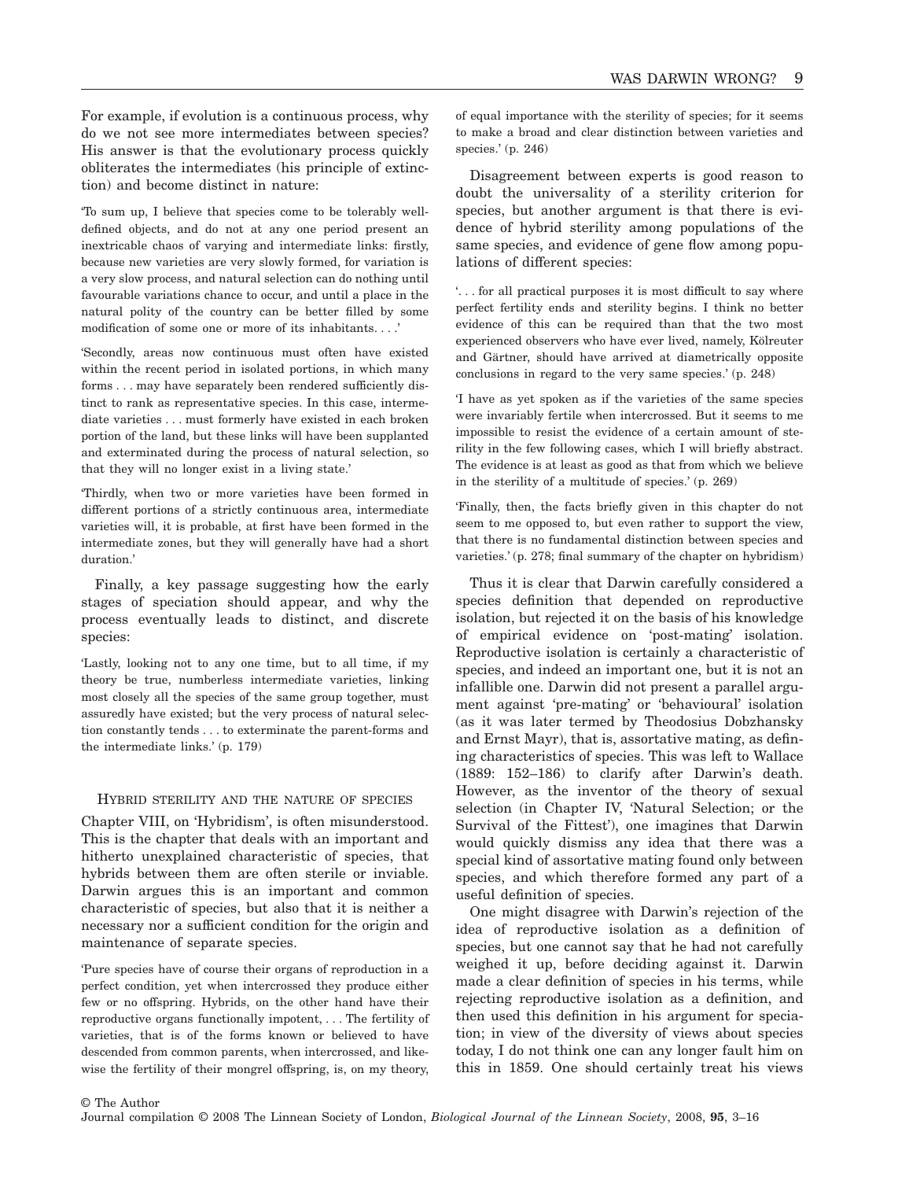For example, if evolution is a continuous process, why do we not see more intermediates between species? His answer is that the evolutionary process quickly obliterates the intermediates (his principle of extinction) and become distinct in nature:

'To sum up, I believe that species come to be tolerably well-defined objects, and do not at any one period present an inextricable chaos of varying and intermediate links: firstly, because new varieties are very slowly formed, for variation is a very slow process, and natural selection can do nothing until favourable variations chance to occur, and until a place in the natural polity of the country can be better filled by some modification of some one or more of its inhabitants. . . .'

'Secondly, areas now continuous must often have existed within the recent period in isolated portions, in which many forms . . . may have separately been rendered sufficiently distinct to rank as representative species. In this case, intermediate varieties . . . must formerly have existed in each broken portion of the land, but these links will have been supplanted and exterminated during the process of natural selection, so that they will no longer exist in a living state.'

'Thirdly, when two or more varieties have been formed in different portions of a strictly continuous area, intermediate varieties will, it is probable, at first have been formed in the intermediate zones, but they will generally have had a short duration.'

Finally, a key passage suggesting how the early stages of speciation should appear, and why the process eventually leads to distinct, and discrete species:

'Lastly, looking not to any one time, but to all time, if my theory be true, numberless intermediate varieties, linking most closely all the species of the same group together, must assuredly have existed; but the very process of natural selection constantly tends . . . to exterminate the parent-forms and the intermediate links.' (p. 179)

## Hybrid sterility and the nature of species

Chapter VIII, on 'Hybridism', is often misunderstood. This is the chapter that deals with an important and hitherto unexplained characteristic of species, that hybrids between them are often sterile or inviable. Darwin argues this is an important and common characteristic of species, but also that it is neither a necessary nor a sufficient condition for the origin and maintenance of separate species.

'Pure species have of course their organs of reproduction in a perfect condition, yet when intercrossed they produce either few or no offspring. Hybrids, on the other hand have their reproductive organs functionally impotent, . . . The fertility of varieties, that is of the forms known or believed to have descended from common parents, when intercrossed, and likewise the fertility of their mongrel offspring, is, on my theory, of equal importance with the sterility of species; for it seems to make a broad and clear distinction between varieties and species.' (p. 246)

Disagreement between experts is good reason to doubt the universality of a sterility criterion for species, but another argument is that there is evidence of hybrid sterility among populations of the same species, and evidence of gene flow among populations of different species:

'. . . for all practical purposes it is most difficult to say where perfect fertility ends and sterility begins. I think no better evidence of this can be required than that the two most experienced observers who have ever lived, namely, Kölreuter and Gärtner, should have arrived at diametrically opposite conclusions in regard to the very same species.' (p. 248)

'I have as yet spoken as if the varieties of the same species were invariably fertile when intercrossed. But it seems to me impossible to resist the evidence of a certain amount of sterility in the few following cases, which I will briefly abstract. The evidence is at least as good as that from which we believe in the sterility of a multitude of species.' (p. 269)

'Finally, then, the facts briefly given in this chapter do not seem to me opposed to, but even rather to support the view, that there is no fundamental distinction between species and varieties.' (p. 278; final summary of the chapter on hybridism)

Thus it is clear that Darwin carefully considered a species definition that depended on reproductive isolation, but rejected it on the basis of his knowledge of empirical evidence on 'post-mating' isolation. Reproductive isolation is certainly a characteristic of species, and indeed an important one, but it is not an infallible one. Darwin did not present a parallel argument against 'pre-mating' or 'behavioural' isolation (as it was later termed by Theodosius Dobzhansky and Ernst Mayr), that is, assortative mating, as defining characteristics of species. This was left to Wallace (1889: 152–186) to clarify after Darwin's death. However, as the inventor of the theory of sexual selection (in Chapter IV, 'Natural Selection; or the Survival of the Fittest'), one imagines that Darwin would quickly dismiss any idea that there was a special kind of assortative mating found only between species, and which therefore formed any part of a useful definition of species.

One might disagree with Darwin's rejection of the idea of reproductive isolation as a definition of species, but one cannot say that he had not carefully weighed it up, before deciding against it. Darwin made a clear definition of species in his terms, while rejecting reproductive isolation as a definition, and then used this definition in his argument for speciation; in view of the diversity of views about species today, I do not think one can any longer fault him on this in 1859. One should certainly treat his views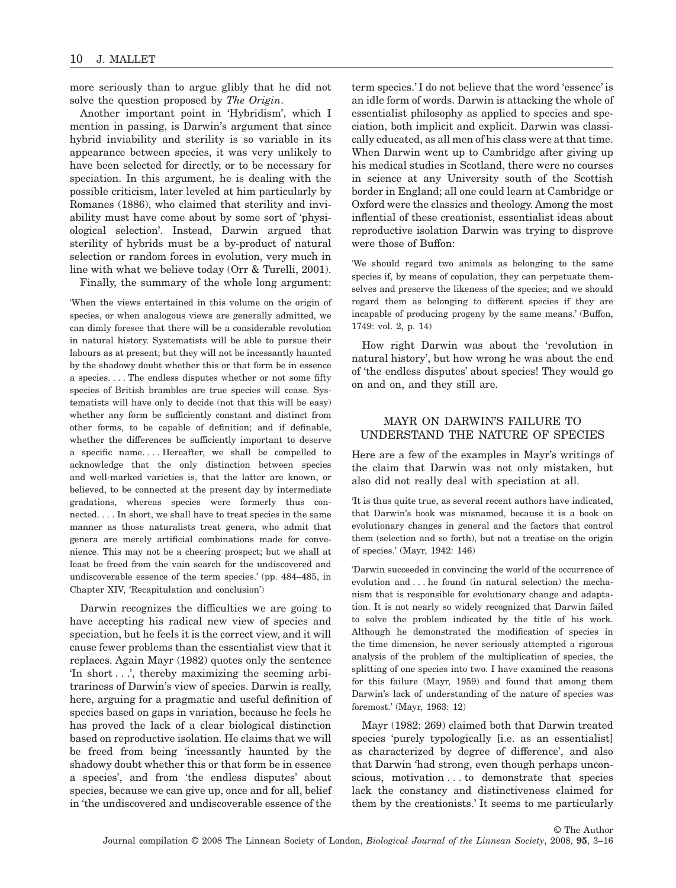more seriously than to argue glibly that he did not solve the question proposed by *The Origin*.

Another important point in 'Hybridism', which I mention in passing, is Darwin's argument that since hybrid inviability and sterility is so variable in its appearance between species, it was very unlikely to have been selected for directly, or to be necessary for speciation. In this argument, he is dealing with the possible criticism, later leveled at him particularly by Romanes (1886), who claimed that sterility and inviability must have come about by some sort of 'physiological selection'. Instead, Darwin argued that sterility of hybrids must be a by-product of natural selection or random forces in evolution, very much in line with what we believe today (Orr & Turelli, 2001).

Finally, the summary of the whole long argument:

> 'When the views entertained in this volume on the origin of species, or when analogous views are generally admitted, we can dimly foresee that there will be a considerable revolution in natural history. Systematists will be able to pursue their labours as at present; but they will not be incessantly haunted by the shadowy doubt whether this or that form be in essence a species. . . . The endless disputes whether or not some fifty species of British brambles are true species will cease. Systematists will have only to decide (not that this will be easy) whether any form be sufficiently constant and distinct from other forms, to be capable of definition; and if definable, whether the differences be sufficiently important to deserve a specific name. . . . Hereafter, we shall be compelled to acknowledge that the only distinction between species and well-marked varieties is, that the latter are known, or believed, to be connected at the present day by intermediate gradations, whereas species were formerly thus connected. . . . In short, we shall have to treat species in the same manner as those naturalists treat genera, who admit that genera are merely artificial combinations made for convenience. This may not be a cheering prospect; but we shall at least be freed from the vain search for the undiscovered and undiscoverable essence of the term species.' (pp. 484–485, in Chapter XIV, 'Recapitulation and conclusion')

Darwin recognizes the difficulties we are going to have accepting his radical new view of species and speciation, but he feels it is the correct view, and it will cause fewer problems than the essentialist view that it replaces. Again Mayr (1982) quotes only the sentence 'In short . . .', thereby maximizing the seeming arbitrariness of Darwin's view of species. Darwin is really, here, arguing for a pragmatic and useful definition of species based on gaps in variation, because he feels he has proved the lack of a clear biological distinction based on reproductive isolation. He claims that we will be freed from being 'incessantly haunted by the shadowy doubt whether this or that form be in essence a species', and from 'the endless disputes' about species, because we can give up, once and for all, belief in 'the undiscovered and undiscoverable essence of the term species.' I do not believe that the word 'essence' is an idle form of words. Darwin is attacking the whole of essentialist philosophy as applied to species and speciation, both implicit and explicit. Darwin was classically educated, as all men of his class were at that time. When Darwin went up to Cambridge after giving up his medical studies in Scotland, there were no courses in science at any University south of the Scottish border in England; all one could learn at Cambridge or Oxford were the classics and theology. Among the most inflential of these creationist, essentialist ideas about reproductive isolation Darwin was trying to disprove were those of Buffon:

> 'We should regard two animals as belonging to the same species if, by means of copulation, they can perpetuate themselves and preserve the likeness of the species; and we should regard them as belonging to different species if they are incapable of producing progeny by the same means.' (Buffon, 1749: vol. 2, p. 14)

How right Darwin was about the 'revolution in natural history', but how wrong he was about the end of 'the endless disputes' about species! They would go on and on, and they still are.

## MAYR ON DARWIN'S FAILURE TO UNDERSTAND THE NATURE OF SPECIES

Here are a few of the examples in Mayr's writings of the claim that Darwin was not only mistaken, but also did not really deal with speciation at all.

> 'It is thus quite true, as several recent authors have indicated, that Darwin's book was misnamed, because it is a book on evolutionary changes in general and the factors that control them (selection and so forth), but not a treatise on the origin of species.' (Mayr, 1942: 146)

> 'Darwin succeeded in convincing the world of the occurrence of evolution and . . . he found (in natural selection) the mechanism that is responsible for evolutionary change and adaptation. It is not nearly so widely recognized that Darwin failed to solve the problem indicated by the title of his work. Although he demonstrated the modification of species in the time dimension, he never seriously attempted a rigorous analysis of the problem of the multiplication of species, the splitting of one species into two. I have examined the reasons for this failure (Mayr, 1959) and found that among them Darwin's lack of understanding of the nature of species was foremost.' (Mayr, 1963: 12)

Mayr (1982: 269) claimed both that Darwin treated species 'purely typologically [i.e. as an essentialist] as characterized by degree of difference', and also that Darwin 'had strong, even though perhaps unconscious, motivation . . . to demonstrate that species lack the constancy and distinctiveness claimed for them by the creationists.' It seems to me particularly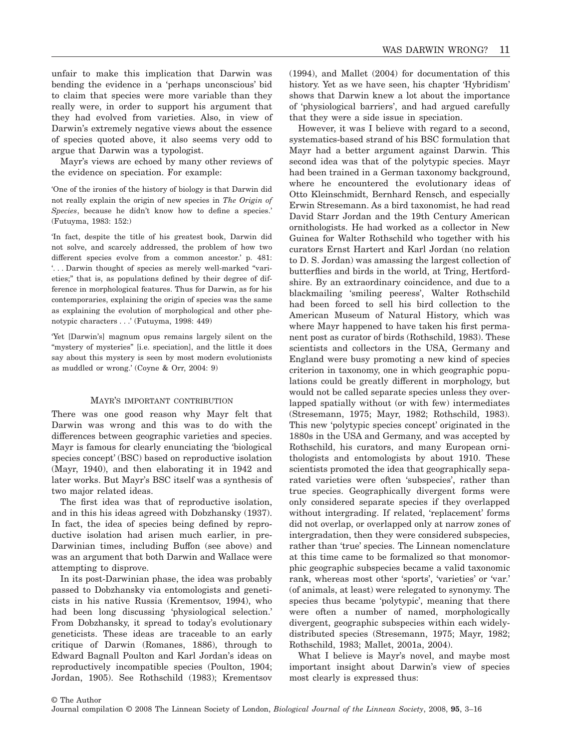unfair to make this implication that Darwin was bending the evidence in a 'perhaps unconscious' bid to claim that species were more variable than they really were, in order to support his argument that they had evolved from varieties. Also, in view of Darwin's extremely negative views about the essence of species quoted above, it also seems very odd to argue that Darwin was a typologist.

Mayr's views are echoed by many other reviews of the evidence on speciation. For example:

> 'One of the ironies of the history of biology is that Darwin did not really explain the origin of new species in *The Origin of Species*, because he didn't know how to define a species.' (Futuyma, 1983: 152:)

> 'In fact, despite the title of his greatest book, Darwin did not solve, and scarcely addressed, the problem of how two different species evolve from a common ancestor.' p. 481: '. . . Darwin thought of species as merely well-marked "varieties;" that is, as populations defined by their degree of difference in morphological features. Thus for Darwin, as for his contemporaries, explaining the origin of species was the same as explaining the evolution of morphological and other phenotypic characters . . .' (Futuyma, 1998: 449)

> 'Yet [Darwin's] magnum opus remains largely silent on the "mystery of mysteries" [i.e. speciation], and the little it does say about this mystery is seen by most modern evolutionists as muddled or wrong.' (Coyne & Orr, 2004: 9)

## Mayr's important contribution

There was one good reason why Mayr felt that Darwin was wrong and this was to do with the differences between geographic varieties and species. Mayr is famous for clearly enunciating the 'biological species concept' (BSC) based on reproductive isolation (Mayr, 1940), and then elaborating it in 1942 and later works. But Mayr's BSC itself was a synthesis of two major related ideas.

The first idea was that of reproductive isolation, and in this his ideas agreed with Dobzhansky (1937). In fact, the idea of species being defined by reproductive isolation had arisen much earlier, in pre-Darwinian times, including Buffon (see above) and was an argument that both Darwin and Wallace were attempting to disprove.

In its post-Darwinian phase, the idea was probably passed to Dobzhansky via entomologists and geneticists in his native Russia (Krementsov, 1994), who had been long discussing 'physiological selection.' From Dobzhansky, it spread to today's evolutionary geneticists. These ideas are traceable to an early critique of Darwin (Romanes, 1886), through to Edward Bagnall Poulton and Karl Jordan's ideas on reproductively incompatible species (Poulton, 1904; Jordan, 1905). See Rothschild (1983); Krementsov (1994), and Mallet (2004) for documentation of this history. Yet as we have seen, his chapter 'Hybridism' shows that Darwin knew a lot about the importance of 'physiological barriers', and had argued carefully that they were a side issue in speciation.

However, it was I believe with regard to a second, systematics-based strand of his BSC formulation that Mayr had a better argument against Darwin. This second idea was that of the polytypic species. Mayr had been trained in a German taxonomy background, where he encountered the evolutionary ideas of Otto Kleinschmidt, Bernhard Rensch, and especially Erwin Stresemann. As a bird taxonomist, he had read David Starr Jordan and the 19th Century American ornithologists. He had worked as a collector in New Guinea for Walter Rothschild who together with his curators Ernst Hartert and Karl Jordan (no relation to D. S. Jordan) was amassing the largest collection of butterflies and birds in the world, at Tring, Hertfordshire. By an extraordinary coincidence, and due to a blackmailing 'smiling peeress', Walter Rothschild had been forced to sell his bird collection to the American Museum of Natural History, which was where Mayr happened to have taken his first permanent post as curator of birds (Rothschild, 1983). These scientists and collectors in the USA, Germany and England were busy promoting a new kind of species criterion in taxonomy, one in which geographic populations could be greatly different in morphology, but would not be called separate species unless they overlapped spatially without (or with few) intermediates (Stresemann, 1975; Mayr, 1982; Rothschild, 1983). This new 'polytypic species concept' originated in the 1880s in the USA and Germany, and was accepted by Rothschild, his curators, and many European ornithologists and entomologists by about 1910. These scientists promoted the idea that geographically separated varieties were often 'subspecies', rather than true species. Geographically divergent forms were only considered separate species if they overlapped without intergrading. If related, 'replacement' forms did not overlap, or overlapped only at narrow zones of intergradation, then they were considered subspecies, rather than 'true' species. The Linnean nomenclature at this time came to be formalized so that monomorphic geographic subspecies became a valid taxonomic rank, whereas most other 'sports', 'varieties' or 'var.' (of animals, at least) were relegated to synonymy. The species thus became 'polytypic', meaning that there were often a number of named, morphologically divergent, geographic subspecies within each widely-distributed species (Stresemann, 1975; Mayr, 1982; Rothschild, 1983; Mallet, 2001a, 2004).

What I believe is Mayr's novel, and maybe most important insight about Darwin's view of species most clearly is expressed thus: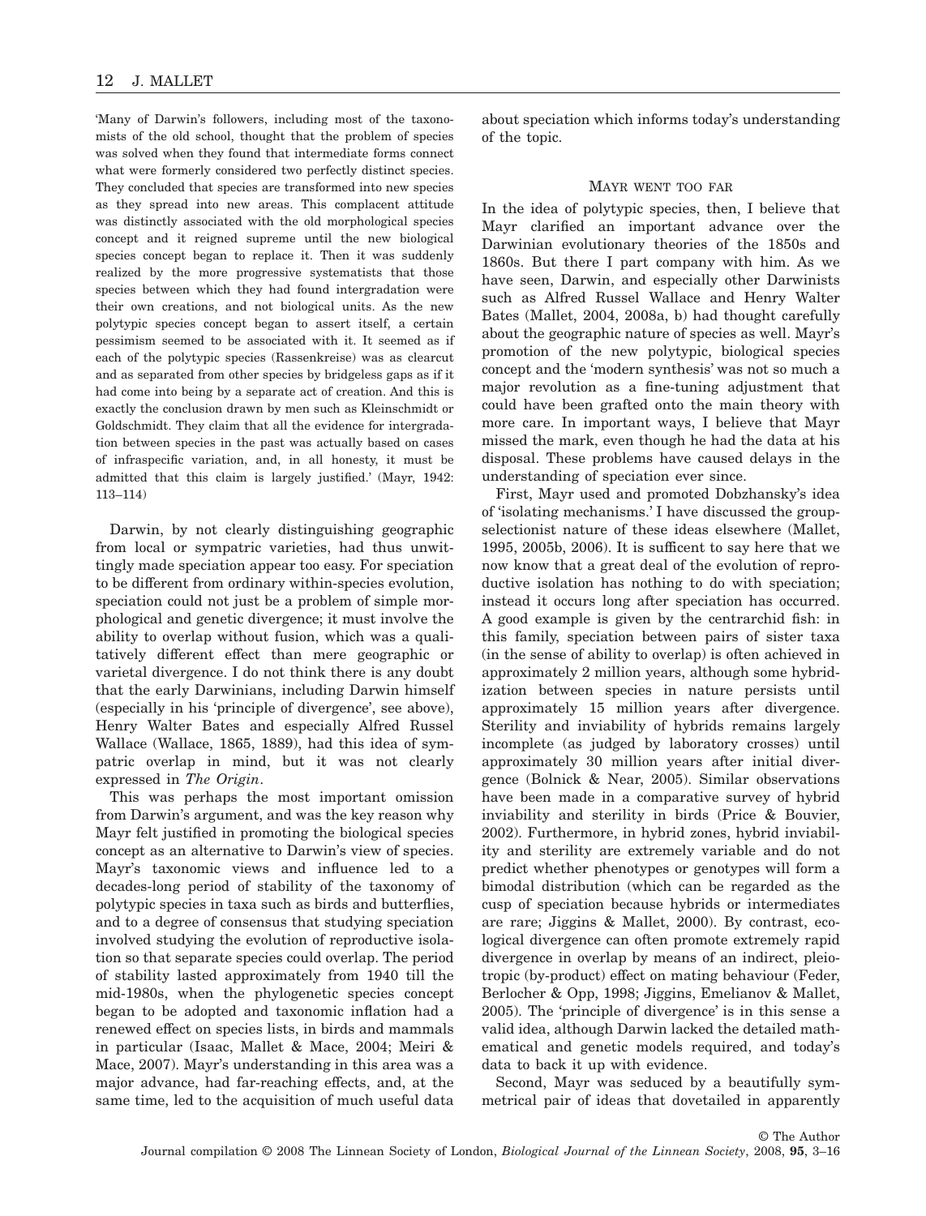'Many of Darwin's followers, including most of the taxonomists of the old school, thought that the problem of species was solved when they found that intermediate forms connect what were formerly considered two perfectly distinct species. They concluded that species are transformed into new species as they spread into new areas. This complacent attitude was distinctly associated with the old morphological species concept and it reigned supreme until the new biological species concept began to replace it. Then it was suddenly realized by the more progressive systematists that those species between which they had found intergradation were their own creations, and not biological units. As the new polytypic species concept began to assert itself, a certain pessimism seemed to be associated with it. It seemed as if each of the polytypic species (Rassenkreise) was as clearcut and as separated from other species by bridgeless gaps as if it had come into being by a separate act of creation. And this is exactly the conclusion drawn by men such as Kleinschmidt or Goldschmidt. They claim that all the evidence for intergradation between species in the past was actually based on cases of infraspecific variation, and, in all honesty, it must be admitted that this claim is largely justified.' (Mayr, 1942: 113–114)

Darwin, by not clearly distinguishing geographic from local or sympatric varieties, had thus unwittingly made speciation appear too easy. For speciation to be different from ordinary within-species evolution, speciation could not just be a problem of simple morphological and genetic divergence; it must involve the ability to overlap without fusion, which was a qualitatively different effect than mere geographic or varietal divergence. I do not think there is any doubt that the early Darwinians, including Darwin himself (especially in his 'principle of divergence', see above), Henry Walter Bates and especially Alfred Russel Wallace (Wallace, 1865, 1889), had this idea of sympatric overlap in mind, but it was not clearly expressed in *The Origin*.

This was perhaps the most important omission from Darwin's argument, and was the key reason why Mayr felt justified in promoting the biological species concept as an alternative to Darwin's view of species. Mayr's taxonomic views and influence led to a decades-long period of stability of the taxonomy of polytypic species in taxa such as birds and butterflies, and to a degree of consensus that studying speciation involved studying the evolution of reproductive isolation so that separate species could overlap. The period of stability lasted approximately from 1940 till the mid-1980s, when the phylogenetic species concept began to be adopted and taxonomic inflation had a renewed effect on species lists, in birds and mammals in particular (Isaac, Mallet & Mace, 2004; Meiri & Mace, 2007). Mayr's understanding in this area was a major advance, had far-reaching effects, and, at the same time, led to the acquisition of much useful data about speciation which informs today's understanding of the topic.

## Mayr went too far

In the idea of polytypic species, then, I believe that Mayr clarified an important advance over the Darwinian evolutionary theories of the 1850s and 1860s. But there I part company with him. As we have seen, Darwin, and especially other Darwinists such as Alfred Russel Wallace and Henry Walter Bates (Mallet, 2004, 2008a, b) had thought carefully about the geographic nature of species as well. Mayr's promotion of the new polytypic, biological species concept and the 'modern synthesis' was not so much a major revolution as a fine-tuning adjustment that could have been grafted onto the main theory with more care. In important ways, I believe that Mayr missed the mark, even though he had the data at his disposal. These problems have caused delays in the understanding of speciation ever since.

First, Mayr used and promoted Dobzhansky's idea of 'isolating mechanisms.' I have discussed the group-selectionist nature of these ideas elsewhere (Mallet, 1995, 2005b, 2006). It is suffcient to say here that we now know that a great deal of the evolution of reproductive isolation has nothing to do with speciation; instead it occurs long after speciation has occurred. A good example is given by the centrarchid fish: in this family, speciation between pairs of sister taxa (in the sense of ability to overlap) is often achieved in approximately 2 million years, although some hybridization between species in nature persists until approximately 15 million years after divergence. Sterility and inviability of hybrids remains largely incomplete (as judged by laboratory crosses) until approximately 30 million years after initial divergence (Bolnick & Near, 2005). Similar observations have been made in a comparative survey of hybrid inviability and sterility in birds (Price & Bouvier, 2002). Furthermore, in hybrid zones, hybrid inviability and sterility are extremely variable and do not predict whether phenotypes or genotypes will form a bimodal distribution (which can be regarded as the cusp of speciation because hybrids or intermediates are rare; Jiggins & Mallet, 2000). By contrast, ecological divergence can often promote extremely rapid divergence in overlap by means of an indirect, pleiotropic (by-product) effect on mating behaviour (Feder, Berlocher & Opp, 1998; Jiggins, Emelianov & Mallet, 2005). The 'principle of divergence' is in this sense a valid idea, although Darwin lacked the detailed mathematical and genetic models required, and today's data to back it up with evidence.

Second, Mayr was seduced by a beautifully symmetrical pair of ideas that dovetailed in apparently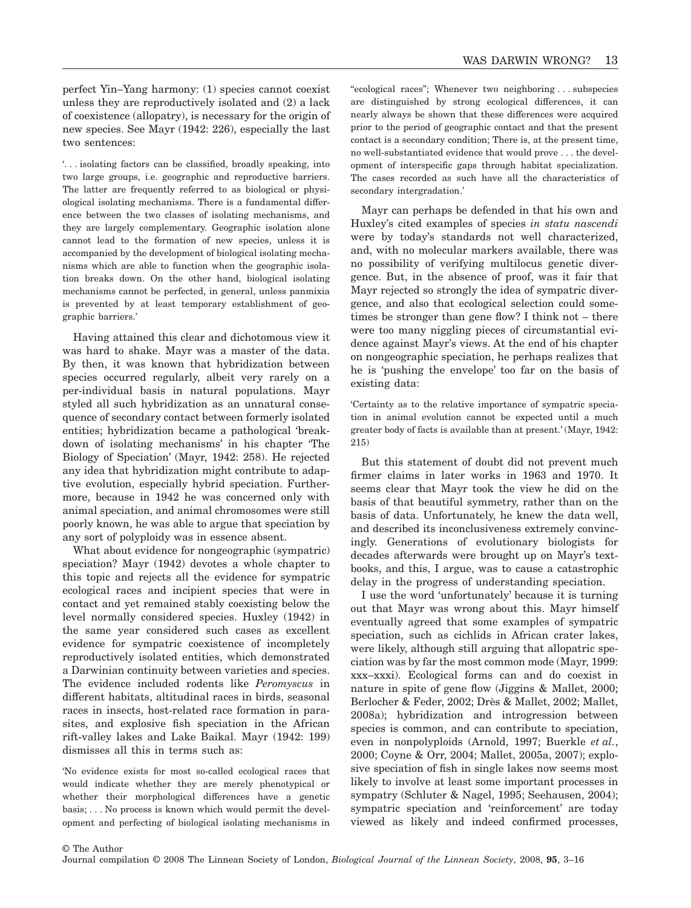perfect Yin–Yang harmony: (1) species cannot coexist unless they are reproductively isolated and (2) a lack of coexistence (allopatry), is necessary for the origin of new species. See Mayr (1942: 226), especially the last two sentences:

'. . . isolating factors can be classified, broadly speaking, into two large groups, i.e. geographic and reproductive barriers. The latter are frequently referred to as biological or physiological isolating mechanisms. There is a fundamental difference between the two classes of isolating mechanisms, and they are largely complementary. Geographic isolation alone cannot lead to the formation of new species, unless it is accompanied by the development of biological isolating mechanisms which are able to function when the geographic isolation breaks down. On the other hand, biological isolating mechanisms cannot be perfected, in general, unless panmixia is prevented by at least temporary establishment of geographic barriers.'

Having attained this clear and dichotomous view it was hard to shake. Mayr was a master of the data. By then, it was known that hybridization between species occurred regularly, albeit very rarely on a per-individual basis in natural populations. Mayr styled all such hybridization as an unnatural consequence of secondary contact between formerly isolated entities; hybridization became a pathological 'breakdown of isolating mechanisms' in his chapter 'The Biology of Speciation' (Mayr, 1942: 258). He rejected any idea that hybridization might contribute to adaptive evolution, especially hybrid speciation. Furthermore, because in 1942 he was concerned only with animal speciation, and animal chromosomes were still poorly known, he was able to argue that speciation by any sort of polyploidy was in essence absent.

What about evidence for nongeographic (sympatric) speciation? Mayr (1942) devotes a whole chapter to this topic and rejects all the evidence for sympatric ecological races and incipient species that were in contact and yet remained stably coexisting below the level normally considered species. Huxley (1942) in the same year considered such cases as excellent evidence for sympatric coexistence of incompletely reproductively isolated entities, which demonstrated a Darwinian continuity between varieties and species. The evidence included rodents like *Peromyscus* in different habitats, altitudinal races in birds, seasonal races in insects, host-related race formation in parasites, and explosive fish speciation in the African rift-valley lakes and Lake Baikal. Mayr (1942: 199) dismisses all this in terms such as:

'No evidence exists for most so-called ecological races that would indicate whether they are merely phenotypical or whether their morphological differences have a genetic basis; . . . No process is known which would permit the development and perfecting of biological isolating mechanisms in "ecological races"; Whenever two neighboring . . . subspecies are distinguished by strong ecological differences, it can nearly always be shown that these differences were acquired prior to the period of geographic contact and that the present contact is a secondary condition; There is, at the present time, no well-substantiated evidence that would prove . . . the development of interspecific gaps through habitat specialization. The cases recorded as such have all the characteristics of secondary intergradation.'

Mayr can perhaps be defended in that his own and Huxley's cited examples of species *in statu nascendi* were by today's standards not well characterized, and, with no molecular markers available, there was no possibility of verifying multilocus genetic divergence. But, in the absence of proof, was it fair that Mayr rejected so strongly the idea of sympatric divergence, and also that ecological selection could sometimes be stronger than gene flow? I think not – there were too many niggling pieces of circumstantial evidence against Mayr's views. At the end of his chapter on nongeographic speciation, he perhaps realizes that he is 'pushing the envelope' too far on the basis of existing data:

'Certainty as to the relative importance of sympatric speciation in animal evolution cannot be expected until a much greater body of facts is available than at present.' (Mayr, 1942: 215)

But this statement of doubt did not prevent much firmer claims in later works in 1963 and 1970. It seems clear that Mayr took the view he did on the basis of that beautiful symmetry, rather than on the basis of data. Unfortunately, he knew the data well, and described its inconclusiveness extremely convincingly. Generations of evolutionary biologists for decades afterwards were brought up on Mayr's textbooks, and this, I argue, was to cause a catastrophic delay in the progress of understanding speciation.

I use the word 'unfortunately' because it is turning out that Mayr was wrong about this. Mayr himself eventually agreed that some examples of sympatric speciation, such as cichlids in African crater lakes, were likely, although still arguing that allopatric speciation was by far the most common mode (Mayr, 1999: xxx–xxxi). Ecological forms can and do coexist in nature in spite of gene flow (Jiggins & Mallet, 2000; Berlocher & Feder, 2002; Drès & Mallet, 2002; Mallet, 2008a); hybridization and introgression between species is common, and can contribute to speciation, even in nonpolyploids (Arnold, 1997; Buerkle *et al.*, 2000; Coyne & Orr, 2004; Mallet, 2005a, 2007); explosive speciation of fish in single lakes now seems most likely to involve at least some important processes in sympatry (Schluter & Nagel, 1995; Seehausen, 2004); sympatric speciation and 'reinforcement' are today viewed as likely and indeed confirmed processes,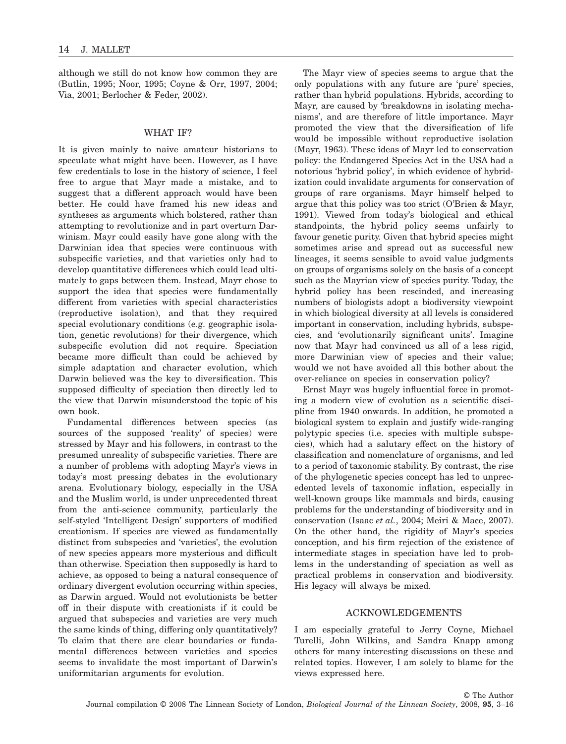although we still do not know how common they are (Butlin, 1995; Noor, 1995; Coyne & Orr, 1997, 2004; Via, 2001; Berlocher & Feder, 2002).

## WHAT IF?

It is given mainly to naive amateur historians to speculate what might have been. However, as I have few credentials to lose in the history of science, I feel free to argue that Mayr made a mistake, and to suggest that a different approach would have been better. He could have framed his new ideas and syntheses as arguments which bolstered, rather than attempting to revolutionize and in part overturn Darwinism. Mayr could easily have gone along with the Darwinian idea that species were continuous with subspecific varieties, and that varieties only had to develop quantitative differences which could lead ultimately to gaps between them. Instead, Mayr chose to support the idea that species were fundamentally different from varieties with special characteristics (reproductive isolation), and that they required special evolutionary conditions (e.g. geographic isolation, genetic revolutions) for their divergence, which subspecific evolution did not require. Speciation became more difficult than could be achieved by simple adaptation and character evolution, which Darwin believed was the key to diversification. This supposed difficulty of speciation then directly led to the view that Darwin misunderstood the topic of his own book.

Fundamental differences between species (as sources of the supposed 'reality' of species) were stressed by Mayr and his followers, in contrast to the presumed unreality of subspecific varieties. There are a number of problems with adopting Mayr's views in today's most pressing debates in the evolutionary arena. Evolutionary biology, especially in the USA and the Muslim world, is under unprecedented threat from the anti-science community, particularly the self-styled 'Intelligent Design' supporters of modified creationism. If species are viewed as fundamentally distinct from subspecies and 'varieties', the evolution of new species appears more mysterious and difficult than otherwise. Speciation then supposedly is hard to achieve, as opposed to being a natural consequence of ordinary divergent evolution occurring within species, as Darwin argued. Would not evolutionists be better off in their dispute with creationists if it could be argued that subspecies and varieties are very much the same kinds of thing, differing only quantitatively? To claim that there are clear boundaries or fundamental differences between varieties and species seems to invalidate the most important of Darwin's uniformitarian arguments for evolution.

The Mayr view of species seems to argue that the only populations with any future are 'pure' species, rather than hybrid populations. Hybrids, according to Mayr, are caused by 'breakdowns in isolating mechanisms', and are therefore of little importance. Mayr promoted the view that the diversification of life would be impossible without reproductive isolation (Mayr, 1963). These ideas of Mayr led to conservation policy: the Endangered Species Act in the USA had a notorious 'hybrid policy', in which evidence of hybridization could invalidate arguments for conservation of groups of rare organisms. Mayr himself helped to argue that this policy was too strict (O'Brien & Mayr, 1991). Viewed from today's biological and ethical standpoints, the hybrid policy seems unfairly to favour genetic purity. Given that hybrid species might sometimes arise and spread out as successful new lineages, it seems sensible to avoid value judgments on groups of organisms solely on the basis of a concept such as the Mayrian view of species purity. Today, the hybrid policy has been rescinded, and increasing numbers of biologists adopt a biodiversity viewpoint in which biological diversity at all levels is considered important in conservation, including hybrids, subspecies, and 'evolutionarily significant units'. Imagine now that Mayr had convinced us all of a less rigid, more Darwinian view of species and their value; would we not have avoided all this bother about the over-reliance on species in conservation policy?

Ernst Mayr was hugely influential force in promoting a modern view of evolution as a scientific discipline from 1940 onwards. In addition, he promoted a biological system to explain and justify wide-ranging polytypic species (i.e. species with multiple subspecies), which had a salutary effect on the history of classification and nomenclature of organisms, and led to a period of taxonomic stability. By contrast, the rise of the phylogenetic species concept has led to unprecedented levels of taxonomic inflation, especially in well-known groups like mammals and birds, causing problems for the understanding of biodiversity and in conservation (Isaac *et al.*, 2004; Meiri & Mace, 2007). On the other hand, the rigidity of Mayr's species conception, and his firm rejection of the existence of intermediate stages in speciation have led to problems in the understanding of speciation as well as practical problems in conservation and biodiversity. His legacy will always be mixed.

## ACKNOWLEDGEMENTS

I am especially grateful to Jerry Coyne, Michael Turelli, John Wilkins, and Sandra Knapp among others for many interesting discussions on these and related topics. However, I am solely to blame for the views expressed here.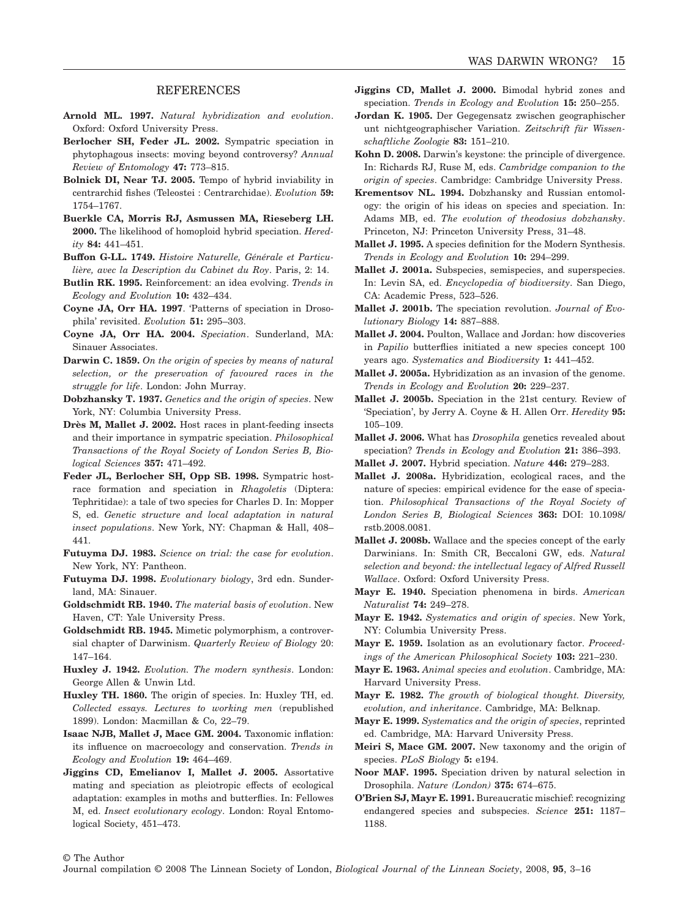## REFERENCES

**Arnold ML. 1997.** *Natural hybridization and evolution*. Oxford: Oxford University Press.

**Berlocher SH, Feder JL. 2002.** Sympatric speciation in phytophagous insects: moving beyond controversy? *Annual Review of Entomology* **47:** 773–815.

**Bolnick DI, Near TJ. 2005.** Tempo of hybrid inviability in centrarchid fishes (Teleostei : Centrarchidae). *Evolution* **59:** 1754–1767.

**Buerkle CA, Morris RJ, Asmussen MA, Rieseberg LH. 2000.** The likelihood of homoploid hybrid speciation. *Heredity* **84:** 441–451.

**Buffon G-LL. 1749.** *Histoire Naturelle, Générale et Particulière, avec la Description du Cabinet du Roy*. Paris, 2: 14.

**Butlin RK. 1995.** Reinforcement: an idea evolving. *Trends in Ecology and Evolution* **10:** 432–434.

**Coyne JA, Orr HA. 1997.** 'Patterns of speciation in Drosophila' revisited. *Evolution* **51:** 295–303.

**Coyne JA, Orr HA. 2004.** *Speciation*. Sunderland, MA: Sinauer Associates.

**Darwin C. 1859.** *On the origin of species by means of natural selection, or the preservation of favoured races in the struggle for life*. London: John Murray.

**Dobzhansky T. 1937.** *Genetics and the origin of species*. New York, NY: Columbia University Press.

**Drès M, Mallet J. 2002.** Host races in plant-feeding insects and their importance in sympatric speciation. *Philosophical Transactions of the Royal Society of London Series B, Biological Sciences* **357:** 471–492.

**Feder JL, Berlocher SH, Opp SB. 1998.** Sympatric host-race formation and speciation in *Rhagoletis* (Diptera: Tephritidae): a tale of two species for Charles D. In: Mopper S, ed. *Genetic structure and local adaptation in natural insect populations*. New York, NY: Chapman & Hall, 408–441.

**Futuyma DJ. 1983.** *Science on trial: the case for evolution*. New York, NY: Pantheon.

**Futuyma DJ. 1998.** *Evolutionary biology*, 3rd edn. Sunderland, MA: Sinauer.

**Goldschmidt RB. 1940.** *The material basis of evolution*. New Haven, CT: Yale University Press.

**Goldschmidt RB. 1945.** Mimetic polymorphism, a controversial chapter of Darwinism. *Quarterly Review of Biology* 20: 147–164.

**Huxley J. 1942.** *Evolution. The modern synthesis*. London: George Allen & Unwin Ltd.

**Huxley TH. 1860.** The origin of species. In: Huxley TH, ed. *Collected essays. Lectures to working men* (republished 1899). London: Macmillan & Co, 22–79.

**Isaac NJB, Mallet J, Mace GM. 2004.** Taxonomic inflation: its influence on macroecology and conservation. *Trends in Ecology and Evolution* **19:** 464–469.

**Jiggins CD, Emelianov I, Mallet J. 2005.** Assortative mating and speciation as pleiotropic effects of ecological adaptation: examples in moths and butterflies. In: Fellowes M, ed. *Insect evolutionary ecology*. London: Royal Entomological Society, 451–473.

**Jiggins CD, Mallet J. 2000.** Bimodal hybrid zones and speciation. *Trends in Ecology and Evolution* **15:** 250–255.

**Jordan K. 1905.** Der Gegegensatz zwischen geographischer unt nichtgeographischer Variation. *Zeitschrift für Wissenschaftliche Zoologie* **83:** 151–210.

**Kohn D. 2008.** Darwin's keystone: the principle of divergence. In: Richards RJ, Ruse M, eds. *Cambridge companion to the origin of species*. Cambridge: Cambridge University Press.

**Krementsov NL. 1994.** Dobzhansky and Russian entomology: the origin of his ideas on species and speciation. In: Adams MB, ed. *The evolution of theodosius dobzhansky*. Princeton, NJ: Princeton University Press, 31–48.

**Mallet J. 1995.** A species definition for the Modern Synthesis. *Trends in Ecology and Evolution* **10:** 294–299.

**Mallet J. 2001a.** Subspecies, semispecies, and superspecies. In: Levin SA, ed. *Encyclopedia of biodiversity*. San Diego, CA: Academic Press, 523–526.

**Mallet J. 2001b.** The speciation revolution. *Journal of Evolutionary Biology* **14:** 887–888.

**Mallet J. 2004.** Poulton, Wallace and Jordan: how discoveries in *Papilio* butterflies initiated a new species concept 100 years ago. *Systematics and Biodiversity* **1:** 441–452.

**Mallet J. 2005a.** Hybridization as an invasion of the genome. *Trends in Ecology and Evolution* **20:** 229–237.

**Mallet J. 2005b.** Speciation in the 21st century. Review of 'Speciation', by Jerry A. Coyne & H. Allen Orr. *Heredity* **95:** 105–109.

**Mallet J. 2006.** What has *Drosophila* genetics revealed about speciation? *Trends in Ecology and Evolution* **21:** 386–393.

**Mallet J. 2007.** Hybrid speciation. *Nature* **446:** 279–283.

**Mallet J. 2008a.** Hybridization, ecological races, and the nature of species: empirical evidence for the ease of speciation. *Philosophical Transactions of the Royal Society of London Series B, Biological Sciences* **363:** DOI: 10.1098/rstb.2008.0081.

**Mallet J. 2008b.** Wallace and the species concept of the early Darwinians. In: Smith CR, Beccaloni GW, eds. *Natural selection and beyond: the intellectual legacy of Alfred Russell Wallace*. Oxford: Oxford University Press.

**Mayr E. 1940.** Speciation phenomena in birds. *American Naturalist* **74:** 249–278.

**Mayr E. 1942.** *Systematics and origin of species*. New York, NY: Columbia University Press.

**Mayr E. 1959.** Isolation as an evolutionary factor. *Proceedings of the American Philosophical Society* **103:** 221–230.

**Mayr E. 1963.** *Animal species and evolution*. Cambridge, MA: Harvard University Press.

**Mayr E. 1982.** *The growth of biological thought. Diversity, evolution, and inheritance*. Cambridge, MA: Belknap.

**Mayr E. 1999.** *Systematics and the origin of species*, reprinted ed. Cambridge, MA: Harvard University Press.

**Meiri S, Mace GM. 2007.** New taxonomy and the origin of species. *PLoS Biology* **5:** e194.

**Noor MAF. 1995.** Speciation driven by natural selection in Drosophila. *Nature (London)* **375:** 674–675.

**O'Brien SJ, Mayr E. 1991.** Bureaucratic mischief: recognizing endangered species and subspecies. *Science* **251:** 1187–1188.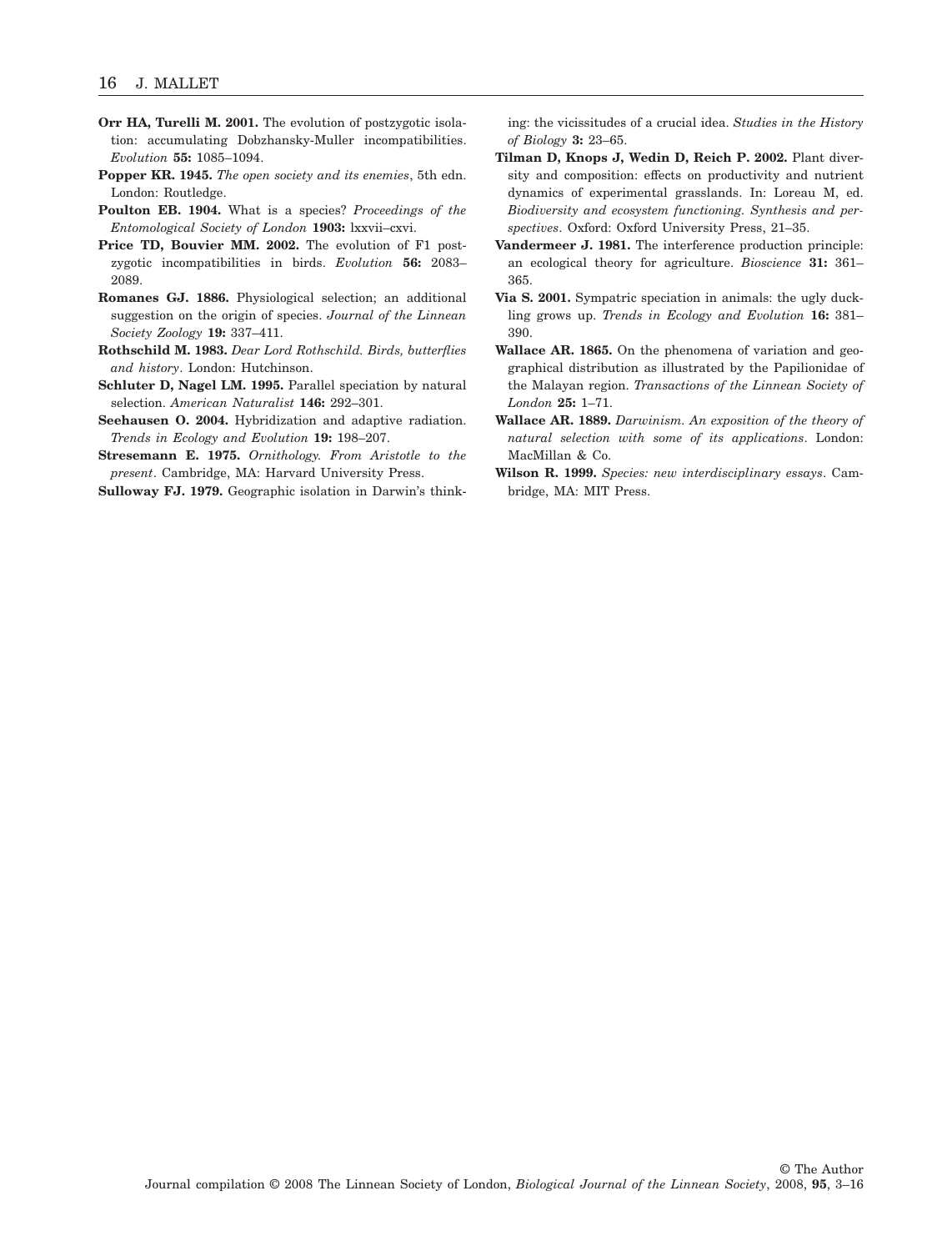**Orr HA, Turelli M. 2001.** The evolution of postzygotic isolation: accumulating Dobzhansky-Muller incompatibilities. *Evolution* **55:** 1085–1094.

**Popper KR. 1945.** *The open society and its enemies*, 5th edn. London: Routledge.

**Poulton EB. 1904.** What is a species? *Proceedings of the Entomological Society of London* **1903:** lxxvii–cxvi.

**Price TD, Bouvier MM. 2002.** The evolution of F1 postzygotic incompatibilities in birds. *Evolution* **56:** 2083–2089.

**Romanes GJ. 1886.** Physiological selection; an additional suggestion on the origin of species. *Journal of the Linnean Society Zoology* **19:** 337–411.

**Rothschild M. 1983.** *Dear Lord Rothschild. Birds, butterflies and history*. London: Hutchinson.

**Schluter D, Nagel LM. 1995.** Parallel speciation by natural selection. *American Naturalist* **146:** 292–301.

**Seehausen O. 2004.** Hybridization and adaptive radiation. *Trends in Ecology and Evolution* **19:** 198–207.

**Stresemann E. 1975.** *Ornithology. From Aristotle to the present*. Cambridge, MA: Harvard University Press.

**Sulloway FJ. 1979.** Geographic isolation in Darwin's thinking: the vicissitudes of a crucial idea. *Studies in the History of Biology* **3:** 23–65.

**Tilman D, Knops J, Wedin D, Reich P. 2002.** Plant diversity and composition: effects on productivity and nutrient dynamics of experimental grasslands. In: Loreau M, ed. *Biodiversity and ecosystem functioning. Synthesis and perspectives*. Oxford: Oxford University Press, 21–35.

**Vandermeer J. 1981.** The interference production principle: an ecological theory for agriculture. *Bioscience* **31:** 361–365.

**Via S. 2001.** Sympatric speciation in animals: the ugly duckling grows up. *Trends in Ecology and Evolution* **16:** 381–390.

**Wallace AR. 1865.** On the phenomena of variation and geographical distribution as illustrated by the Papilionidae of the Malayan region. *Transactions of the Linnean Society of London* **25:** 1–71.

**Wallace AR. 1889.** *Darwinism. An exposition of the theory of natural selection with some of its applications*. London: MacMillan & Co.

**Wilson R. 1999.** *Species: new interdisciplinary essays*. Cambridge, MA: MIT Press.